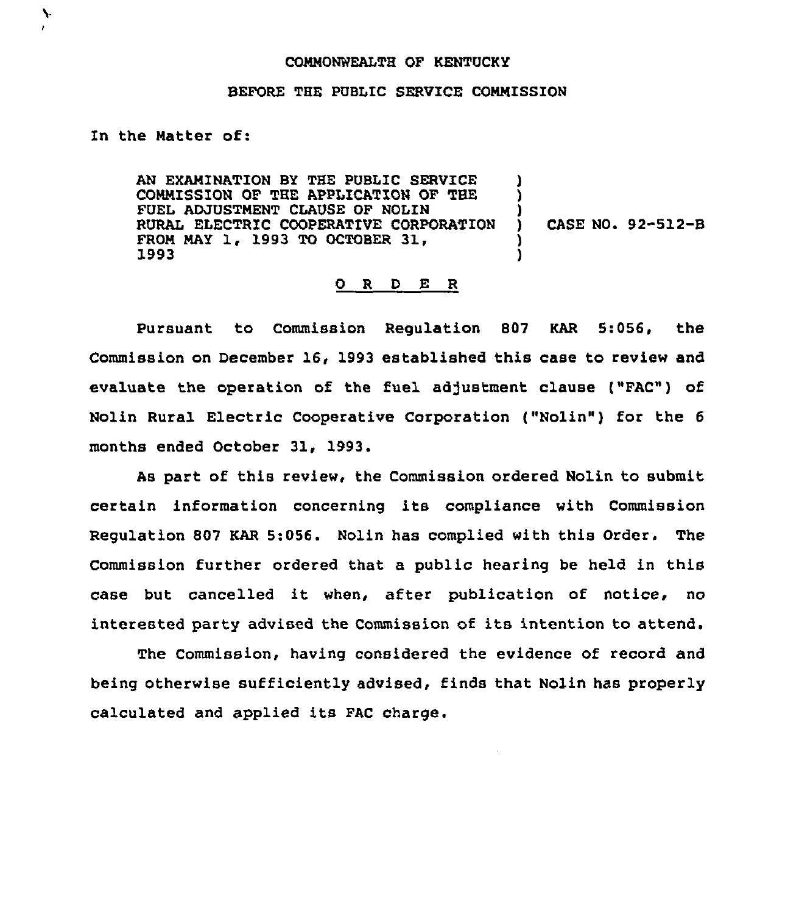COMMONWEALTH OF KENTUCKY

BEFORE THE PUBLIC SERVICE COMMISSION

In the Matter of:

AN EXAMINATION BY THE PUBLIC SERVICE COMMISSION OF THE APPLICATION OF THE FUEL ADJUSTMENT CLAUSE OF NOLIN RURAL ELECTRIC COOPERATIVE CORPORATION FROM MAY 1, 1993 TO OCTOBER 31, 1993 ) CASE NO. 92-512-B

O R D E R

Pursuant to Commission Regulation 807 KAR 5:056, the Commission on December 16, 1993 established this case to review and evaluate the operation of the fuel adjustment clause ("FAC") of Nolin Rural Electric Cooperative Corporation ("Nolin") for the 6 months ended October 31, 1993.

As part of this review, the Commission ordered Nolin to submit certain information concerning its compliance with Commission Regulation 807 KAR 5:056. Nolin has complied with this Order. The Commission further ordered that a public hearing be held in this case but cancelled it when, after publication of notice, no interested party advised the Commission of its intention to attend.

The Commission, having considered the evidence of record and being otherwise sufficiently advised, finds that Nolin has properly calculated and applied its FAC charge.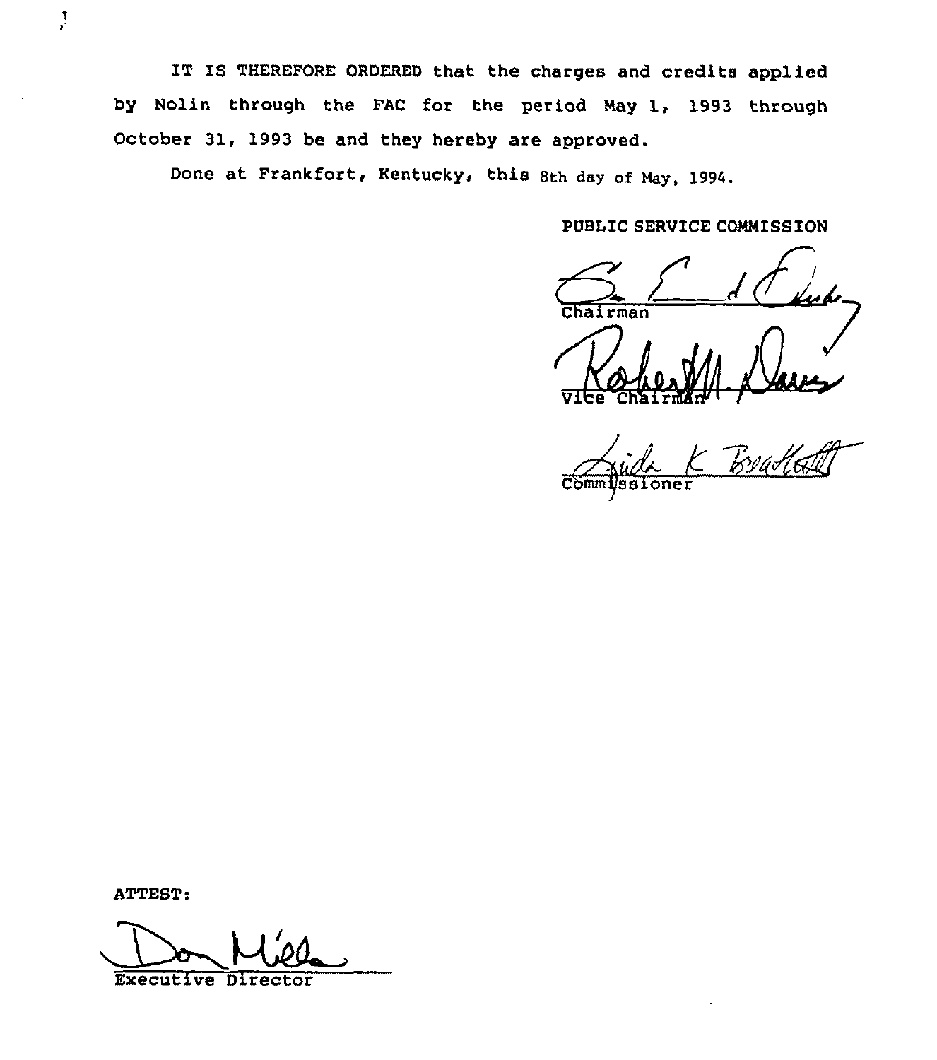IT IS THEREFORE ORDERED that the charges and credits applied by Nolin through the FAC for the period May 1, 1993 through October 31, 1993 be and they hereby are approved.

Done at Frankfort, Kentucky, this 8th day of May, 1994.

PUBLIC SERVICE COMMISSION

Chairman

Vice Chairman

Commissioner

ATTEST:

Executive Director